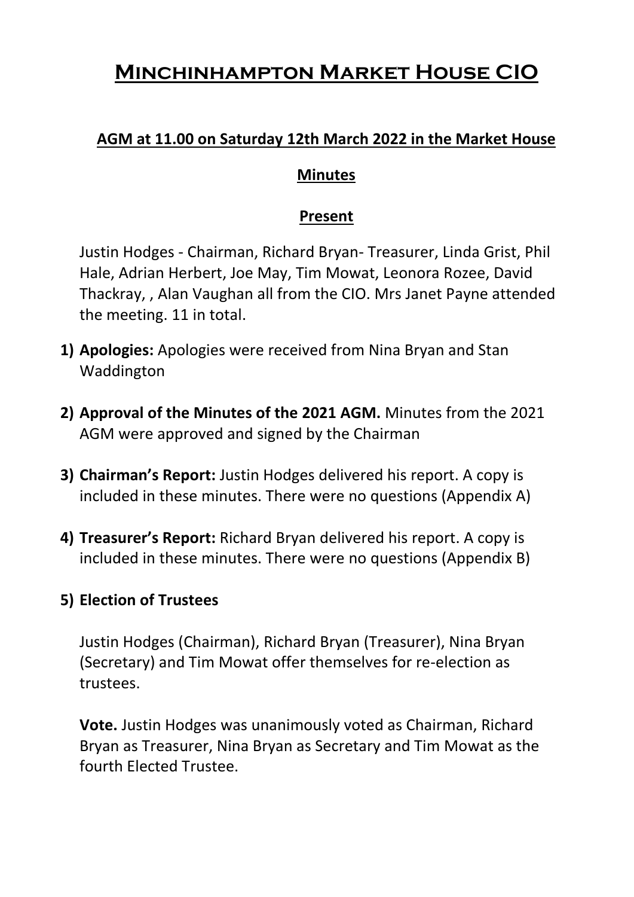# Minchinhampton Market House CIO

## AGM at 11.00 on Saturday 12th March 2022 in the Market House

### Minutes

### Present

Justin Hodges - Chairman, Richard Bryan- Treasurer, Linda Grist, Phil Hale, Adrian Herbert, Joe May, Tim Mowat, Leonora Rozee, David Thackray, , Alan Vaughan all from the CIO. Mrs Janet Payne attended the meeting. 11 in total.

1) **Apologies:** Apologies were received from Nina Bryan and Stan Waddington

2) **Approval of the Minutes of the 2021 AGM.** Minutes from the 2021 AGM were approved and signed by the Chairman

3) **Chairman's Report:** Justin Hodges delivered his report. A copy is included in these minutes. There were no questions (Appendix A)

4) **Treasurer's Report:** Richard Bryan delivered his report. A copy is included in these minutes. There were no questions (Appendix B)

5) **Election of Trustees**

   Justin Hodges (Chairman), Richard Bryan (Treasurer), Nina Bryan (Secretary) and Tim Mowat offer themselves for re-election as trustees.

   **Vote.** Justin Hodges was unanimously voted as Chairman, Richard Bryan as Treasurer, Nina Bryan as Secretary and Tim Mowat as the fourth Elected Trustee.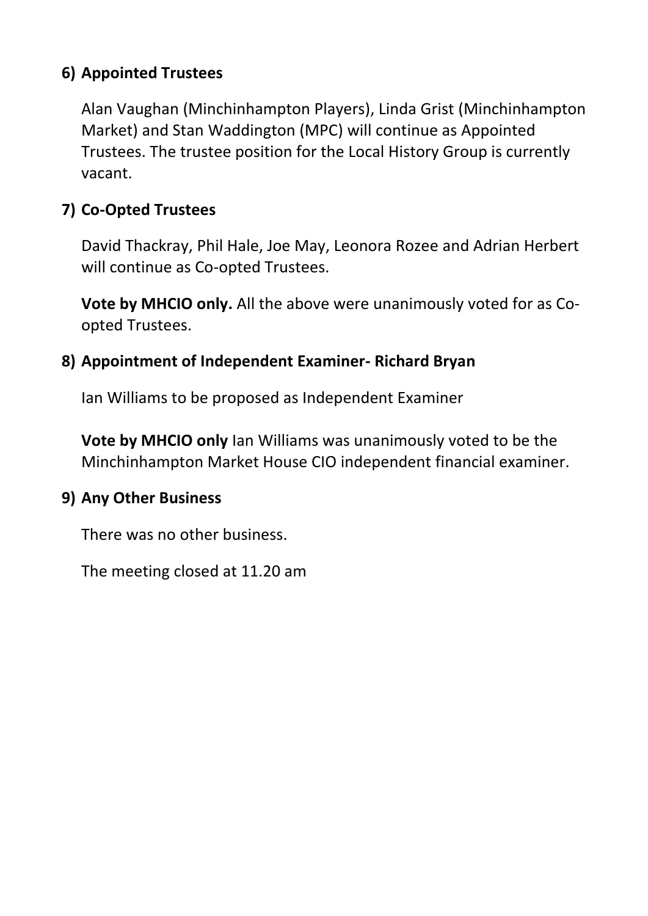## 6) Appointed Trustees

Alan Vaughan (Minchinhampton Players), Linda Grist (Minchinhampton Market) and Stan Waddington (MPC) will continue as Appointed Trustees. The trustee position for the Local History Group is currently vacant.

## 7) Co-Opted Trustees

David Thackray, Phil Hale, Joe May, Leonora Rozee and Adrian Herbert will continue as Co-opted Trustees.

**Vote by MHCIO only.** All the above were unanimously voted for as Co-opted Trustees.

## 8) Appointment of Independent Examiner- Richard Bryan

Ian Williams to be proposed as Independent Examiner

**Vote by MHCIO only** Ian Williams was unanimously voted to be the Minchinhampton Market House CIO independent financial examiner.

## 9) Any Other Business

There was no other business.

The meeting closed at 11.20 am